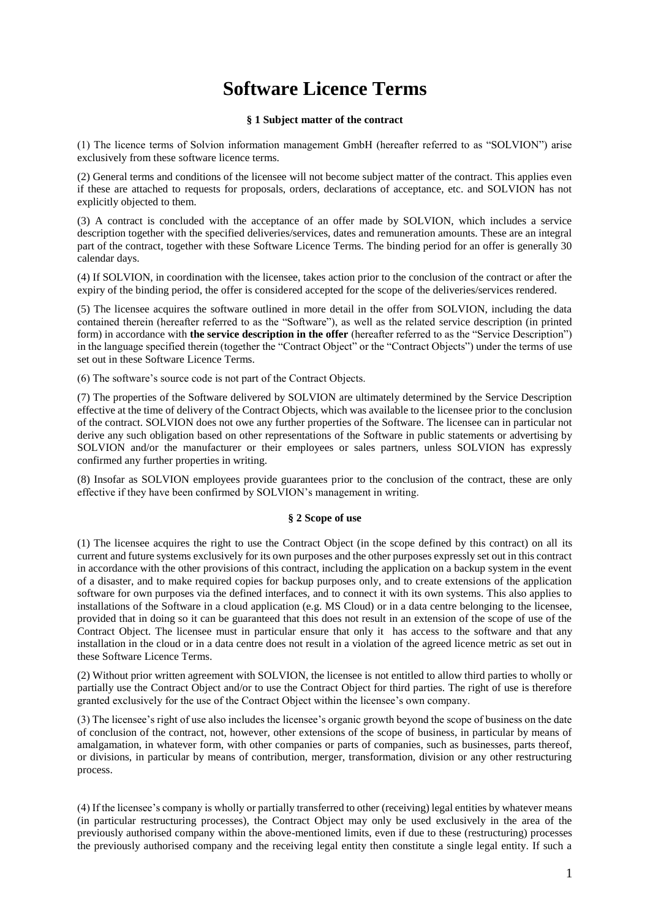# Software Licence Terms

### § 1 Subject matter of the contract

(1) The licence terms of Solvion information management GmbH (hereafter referred to as "SOLVION") arise exclusively from these software licence terms.

(2) General terms and conditions of the licensee will not become subject matter of the contract. This applies even if these are attached to requests for proposals, orders, declarations of acceptance, etc. and SOLVION has not explicitly objected to them.

(3) A contract is concluded with the acceptance of an offer made by SOLVION, which includes a service description together with the specified deliveries/services, dates and remuneration amounts. These are an integral part of the contract, together with these Software Licence Terms. The binding period for an offer is generally 30 calendar days.

(4) If SOLVION, in coordination with the licensee, takes action prior to the conclusion of the contract or after the expiry of the binding period, the offer is considered accepted for the scope of the deliveries/services rendered.

(5) The licensee acquires the software outlined in more detail in the offer from SOLVION, including the data contained therein (hereafter referred to as the "Software"), as well as the related service description (in printed form) in accordance with **the service description in the offer** (hereafter referred to as the "Service Description") in the language specified therein (together the "Contract Object" or the "Contract Objects") under the terms of use set out in these Software Licence Terms.

(6) The software's source code is not part of the Contract Objects.

(7) The properties of the Software delivered by SOLVION are ultimately determined by the Service Description effective at the time of delivery of the Contract Objects, which was available to the licensee prior to the conclusion of the contract. SOLVION does not owe any further properties of the Software. The licensee can in particular not derive any such obligation based on other representations of the Software in public statements or advertising by SOLVION and/or the manufacturer or their employees or sales partners, unless SOLVION has expressly confirmed any further properties in writing.

(8) Insofar as SOLVION employees provide guarantees prior to the conclusion of the contract, these are only effective if they have been confirmed by SOLVION's management in writing.

### § 2 Scope of use

(1) The licensee acquires the right to use the Contract Object (in the scope defined by this contract) on all its current and future systems exclusively for its own purposes and the other purposes expressly set out in this contract in accordance with the other provisions of this contract, including the application on a backup system in the event of a disaster, and to make required copies for backup purposes only, and to create extensions of the application software for own purposes via the defined interfaces, and to connect it with its own systems. This also applies to installations of the Software in a cloud application (e.g. MS Cloud) or in a data centre belonging to the licensee, provided that in doing so it can be guaranteed that this does not result in an extension of the scope of use of the Contract Object. The licensee must in particular ensure that only it has access to the software and that any installation in the cloud or in a data centre does not result in a violation of the agreed licence metric as set out in these Software Licence Terms.

(2) Without prior written agreement with SOLVION, the licensee is not entitled to allow third parties to wholly or partially use the Contract Object and/or to use the Contract Object for third parties. The right of use is therefore granted exclusively for the use of the Contract Object within the licensee's own company.

(3) The licensee's right of use also includes the licensee's organic growth beyond the scope of business on the date of conclusion of the contract, not, however, other extensions of the scope of business, in particular by means of amalgamation, in whatever form, with other companies or parts of companies, such as businesses, parts thereof, or divisions, in particular by means of contribution, merger, transformation, division or any other restructuring process.

(4) If the licensee's company is wholly or partially transferred to other (receiving) legal entities by whatever means (in particular restructuring processes), the Contract Object may only be used exclusively in the area of the previously authorised company within the above-mentioned limits, even if due to these (restructuring) processes the previously authorised company and the receiving legal entity then constitute a single legal entity. If such a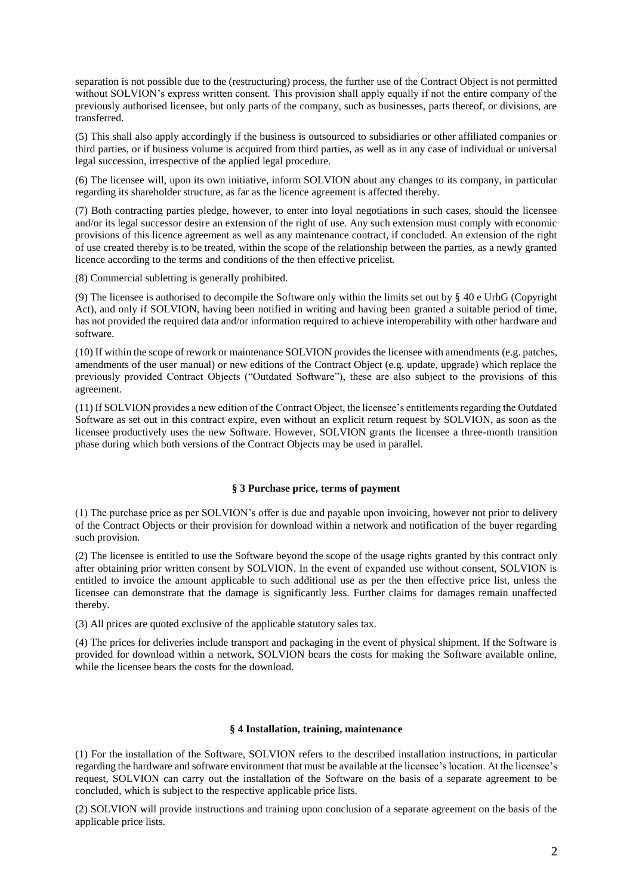separation is not possible due to the (restructuring) process, the further use of the Contract Object is not permitted without SOLVION's express written consent. This provision shall apply equally if not the entire company of the previously authorised licensee, but only parts of the company, such as businesses, parts thereof, or divisions, are transferred.

(5) This shall also apply accordingly if the business is outsourced to subsidiaries or other affiliated companies or third parties, or if business volume is acquired from third parties, as well as in any case of individual or universal legal succession, irrespective of the applied legal procedure.

(6) The licensee will, upon its own initiative, inform SOLVION about any changes to its company, in particular regarding its shareholder structure, as far as the licence agreement is affected thereby.

(7) Both contracting parties pledge, however, to enter into loyal negotiations in such cases, should the licensee and/or its legal successor desire an extension of the right of use. Any such extension must comply with economic provisions of this licence agreement as well as any maintenance contract, if concluded. An extension of the right of use created thereby is to be treated, within the scope of the relationship between the parties, as a newly granted licence according to the terms and conditions of the then effective pricelist.

(8) Commercial subletting is generally prohibited.

(9) The licensee is authorised to decompile the Software only within the limits set out by § 40 e UrhG (Copyright Act), and only if SOLVION, having been notified in writing and having been granted a suitable period of time, has not provided the required data and/or information required to achieve interoperability with other hardware and software.

(10) If within the scope of rework or maintenance SOLVION provides the licensee with amendments (e.g. patches, amendments of the user manual) or new editions of the Contract Object (e.g. update, upgrade) which replace the previously provided Contract Objects ("Outdated Software"), these are also subject to the provisions of this agreement.

(11) If SOLVION provides a new edition of the Contract Object, the licensee's entitlements regarding the Outdated Software as set out in this contract expire, even without an explicit return request by SOLVION, as soon as the licensee productively uses the new Software. However, SOLVION grants the licensee a three-month transition phase during which both versions of the Contract Objects may be used in parallel.

### § 3 Purchase price, terms of payment

(1) The purchase price as per SOLVION's offer is due and payable upon invoicing, however not prior to delivery of the Contract Objects or their provision for download within a network and notification of the buyer regarding such provision.

(2) The licensee is entitled to use the Software beyond the scope of the usage rights granted by this contract only after obtaining prior written consent by SOLVION. In the event of expanded use without consent, SOLVION is entitled to invoice the amount applicable to such additional use as per the then effective price list, unless the licensee can demonstrate that the damage is significantly less. Further claims for damages remain unaffected thereby.

(3) All prices are quoted exclusive of the applicable statutory sales tax.

(4) The prices for deliveries include transport and packaging in the event of physical shipment. If the Software is provided for download within a network, SOLVION bears the costs for making the Software available online, while the licensee bears the costs for the download.

### § 4 Installation, training, maintenance

(1) For the installation of the Software, SOLVION refers to the described installation instructions, in particular regarding the hardware and software environment that must be available at the licensee's location. At the licensee's request, SOLVION can carry out the installation of the Software on the basis of a separate agreement to be concluded, which is subject to the respective applicable price lists.

(2) SOLVION will provide instructions and training upon conclusion of a separate agreement on the basis of the applicable price lists.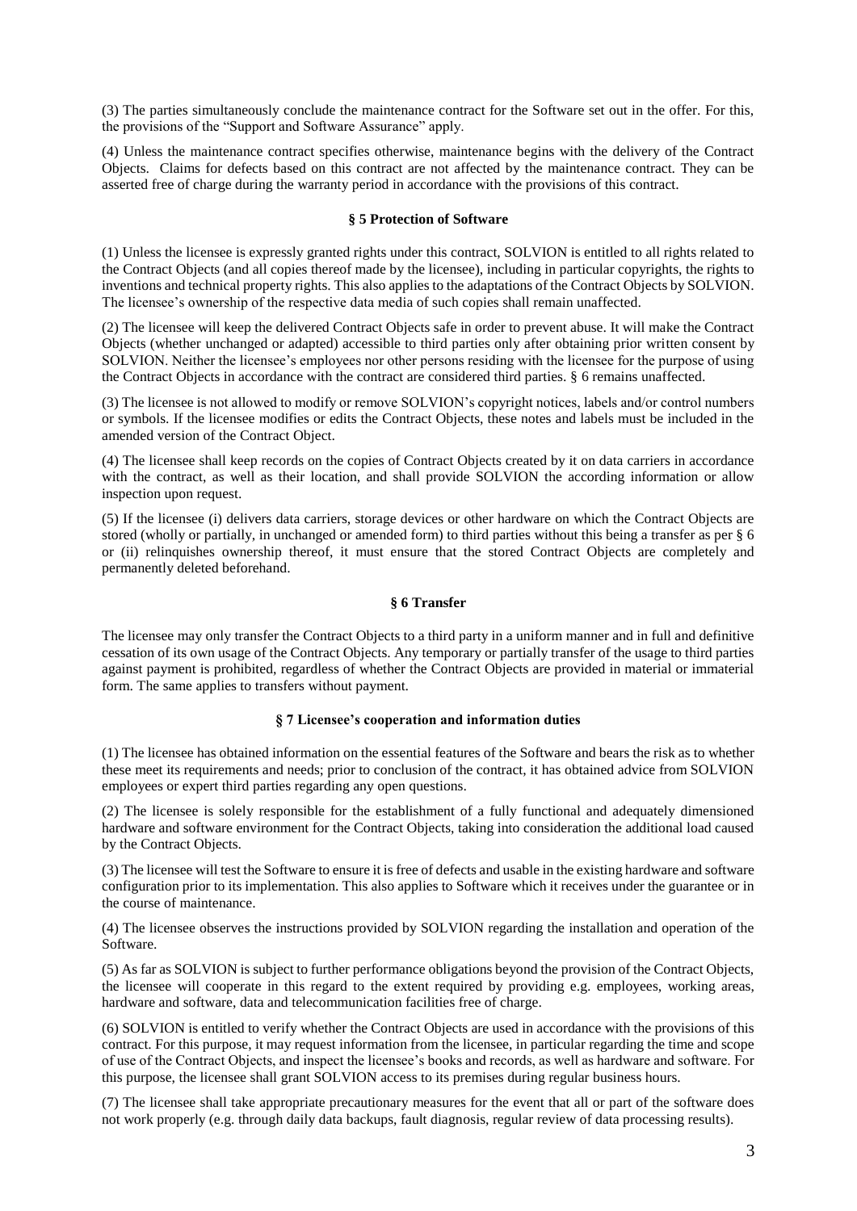(3) The parties simultaneously conclude the maintenance contract for the Software set out in the offer. For this, the provisions of the "Support and Software Assurance" apply.

(4) Unless the maintenance contract specifies otherwise, maintenance begins with the delivery of the Contract Objects. Claims for defects based on this contract are not affected by the maintenance contract. They can be asserted free of charge during the warranty period in accordance with the provisions of this contract.

## § 5 Protection of Software

(1) Unless the licensee is expressly granted rights under this contract, SOLVION is entitled to all rights related to the Contract Objects (and all copies thereof made by the licensee), including in particular copyrights, the rights to inventions and technical property rights. This also applies to the adaptations of the Contract Objects by SOLVION. The licensee's ownership of the respective data media of such copies shall remain unaffected.

(2) The licensee will keep the delivered Contract Objects safe in order to prevent abuse. It will make the Contract Objects (whether unchanged or adapted) accessible to third parties only after obtaining prior written consent by SOLVION. Neither the licensee's employees nor other persons residing with the licensee for the purpose of using the Contract Objects in accordance with the contract are considered third parties. § 6 remains unaffected.

(3) The licensee is not allowed to modify or remove SOLVION's copyright notices, labels and/or control numbers or symbols. If the licensee modifies or edits the Contract Objects, these notes and labels must be included in the amended version of the Contract Object.

(4) The licensee shall keep records on the copies of Contract Objects created by it on data carriers in accordance with the contract, as well as their location, and shall provide SOLVION the according information or allow inspection upon request.

(5) If the licensee (i) delivers data carriers, storage devices or other hardware on which the Contract Objects are stored (wholly or partially, in unchanged or amended form) to third parties without this being a transfer as per § 6 or (ii) relinquishes ownership thereof, it must ensure that the stored Contract Objects are completely and permanently deleted beforehand.

## § 6 Transfer

The licensee may only transfer the Contract Objects to a third party in a uniform manner and in full and definitive cessation of its own usage of the Contract Objects. Any temporary or partially transfer of the usage to third parties against payment is prohibited, regardless of whether the Contract Objects are provided in material or immaterial form. The same applies to transfers without payment.

## § 7 Licensee's cooperation and information duties

(1) The licensee has obtained information on the essential features of the Software and bears the risk as to whether these meet its requirements and needs; prior to conclusion of the contract, it has obtained advice from SOLVION employees or expert third parties regarding any open questions.

(2) The licensee is solely responsible for the establishment of a fully functional and adequately dimensioned hardware and software environment for the Contract Objects, taking into consideration the additional load caused by the Contract Objects.

(3) The licensee will test the Software to ensure it is free of defects and usable in the existing hardware and software configuration prior to its implementation. This also applies to Software which it receives under the guarantee or in the course of maintenance.

(4) The licensee observes the instructions provided by SOLVION regarding the installation and operation of the Software.

(5) As far as SOLVION is subject to further performance obligations beyond the provision of the Contract Objects, the licensee will cooperate in this regard to the extent required by providing e.g. employees, working areas, hardware and software, data and telecommunication facilities free of charge.

(6) SOLVION is entitled to verify whether the Contract Objects are used in accordance with the provisions of this contract. For this purpose, it may request information from the licensee, in particular regarding the time and scope of use of the Contract Objects, and inspect the licensee's books and records, as well as hardware and software. For this purpose, the licensee shall grant SOLVION access to its premises during regular business hours.

(7) The licensee shall take appropriate precautionary measures for the event that all or part of the software does not work properly (e.g. through daily data backups, fault diagnosis, regular review of data processing results).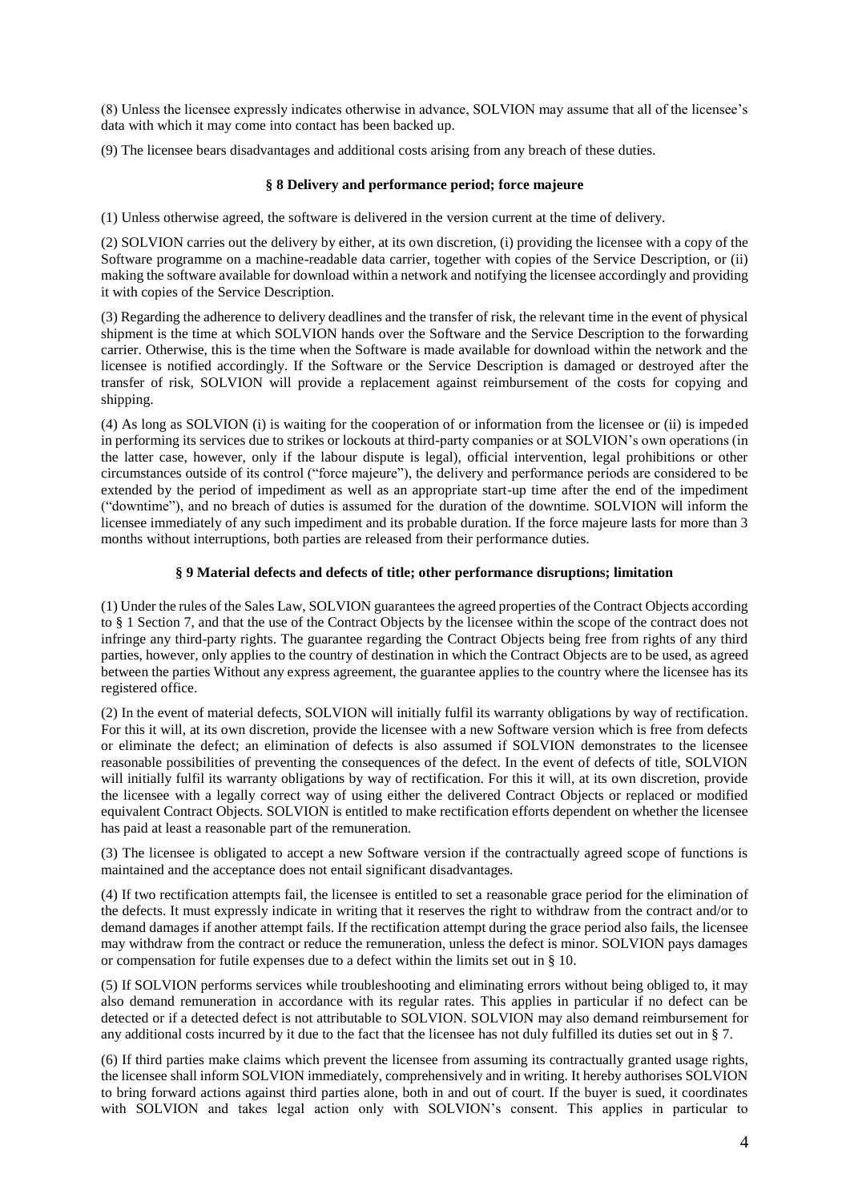(8) Unless the licensee expressly indicates otherwise in advance, SOLVION may assume that all of the licensee's data with which it may come into contact has been backed up.

(9) The licensee bears disadvantages and additional costs arising from any breach of these duties.

### § 8 Delivery and performance period; force majeure

(1) Unless otherwise agreed, the software is delivered in the version current at the time of delivery.

(2) SOLVION carries out the delivery by either, at its own discretion, (i) providing the licensee with a copy of the Software programme on a machine-readable data carrier, together with copies of the Service Description, or (ii) making the software available for download within a network and notifying the licensee accordingly and providing it with copies of the Service Description.

(3) Regarding the adherence to delivery deadlines and the transfer of risk, the relevant time in the event of physical shipment is the time at which SOLVION hands over the Software and the Service Description to the forwarding carrier. Otherwise, this is the time when the Software is made available for download within the network and the licensee is notified accordingly. If the Software or the Service Description is damaged or destroyed after the transfer of risk, SOLVION will provide a replacement against reimbursement of the costs for copying and shipping.

(4) As long as SOLVION (i) is waiting for the cooperation of or information from the licensee or (ii) is impeded in performing its services due to strikes or lockouts at third-party companies or at SOLVION's own operations (in the latter case, however, only if the labour dispute is legal), official intervention, legal prohibitions or other circumstances outside of its control ("force majeure"), the delivery and performance periods are considered to be extended by the period of impediment as well as an appropriate start-up time after the end of the impediment ("downtime"), and no breach of duties is assumed for the duration of the downtime. SOLVION will inform the licensee immediately of any such impediment and its probable duration. If the force majeure lasts for more than 3 months without interruptions, both parties are released from their performance duties.

### § 9 Material defects and defects of title; other performance disruptions; limitation

(1) Under the rules of the Sales Law, SOLVION guarantees the agreed properties of the Contract Objects according to § 1 Section 7, and that the use of the Contract Objects by the licensee within the scope of the contract does not infringe any third-party rights. The guarantee regarding the Contract Objects being free from rights of any third parties, however, only applies to the country of destination in which the Contract Objects are to be used, as agreed between the parties Without any express agreement, the guarantee applies to the country where the licensee has its registered office.

(2) In the event of material defects, SOLVION will initially fulfil its warranty obligations by way of rectification. For this it will, at its own discretion, provide the licensee with a new Software version which is free from defects or eliminate the defect; an elimination of defects is also assumed if SOLVION demonstrates to the licensee reasonable possibilities of preventing the consequences of the defect. In the event of defects of title, SOLVION will initially fulfil its warranty obligations by way of rectification. For this it will, at its own discretion, provide the licensee with a legally correct way of using either the delivered Contract Objects or replaced or modified equivalent Contract Objects. SOLVION is entitled to make rectification efforts dependent on whether the licensee has paid at least a reasonable part of the remuneration.

(3) The licensee is obligated to accept a new Software version if the contractually agreed scope of functions is maintained and the acceptance does not entail significant disadvantages.

(4) If two rectification attempts fail, the licensee is entitled to set a reasonable grace period for the elimination of the defects. It must expressly indicate in writing that it reserves the right to withdraw from the contract and/or to demand damages if another attempt fails. If the rectification attempt during the grace period also fails, the licensee may withdraw from the contract or reduce the remuneration, unless the defect is minor. SOLVION pays damages or compensation for futile expenses due to a defect within the limits set out in § 10.

(5) If SOLVION performs services while troubleshooting and eliminating errors without being obliged to, it may also demand remuneration in accordance with its regular rates. This applies in particular if no defect can be detected or if a detected defect is not attributable to SOLVION. SOLVION may also demand reimbursement for any additional costs incurred by it due to the fact that the licensee has not duly fulfilled its duties set out in § 7.

(6) If third parties make claims which prevent the licensee from assuming its contractually granted usage rights, the licensee shall inform SOLVION immediately, comprehensively and in writing. It hereby authorises SOLVION to bring forward actions against third parties alone, both in and out of court. If the buyer is sued, it coordinates with SOLVION and takes legal action only with SOLVION's consent. This applies in particular to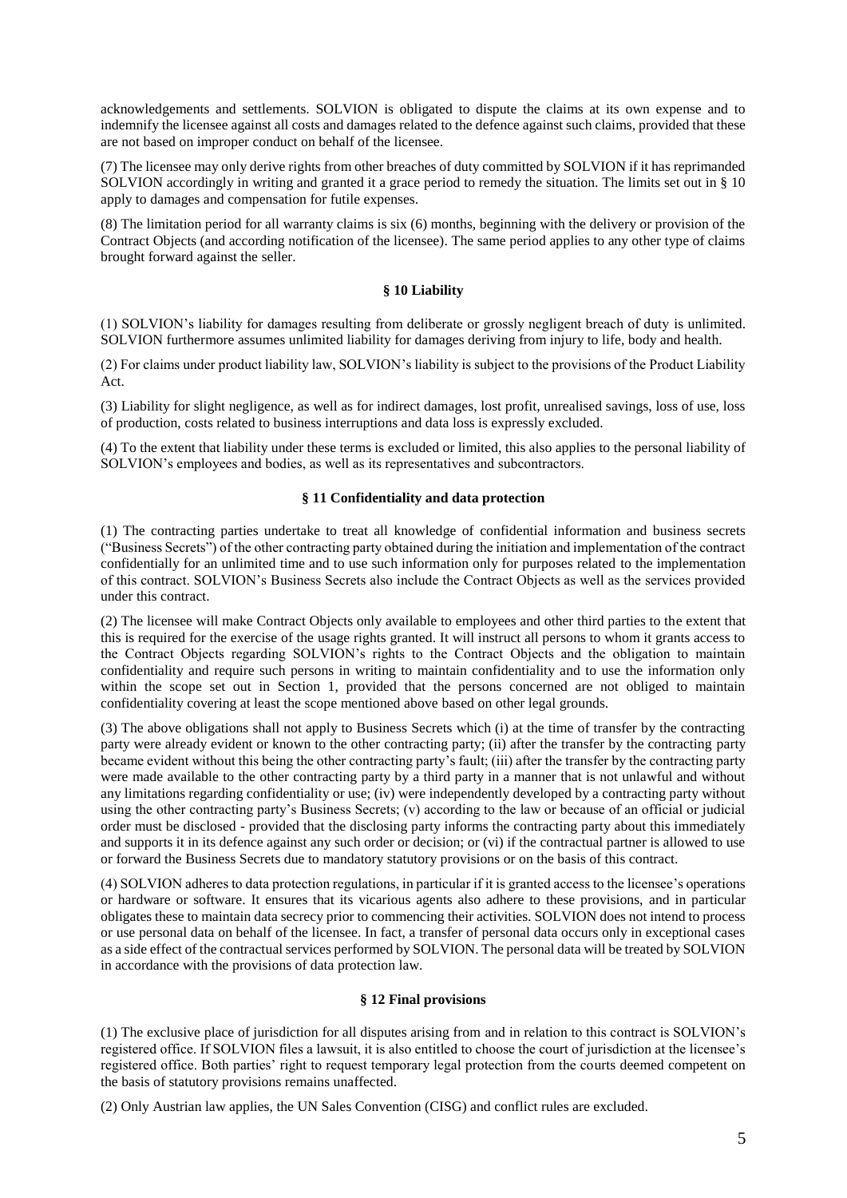acknowledgements and settlements. SOLVION is obligated to dispute the claims at its own expense and to indemnify the licensee against all costs and damages related to the defence against such claims, provided that these are not based on improper conduct on behalf of the licensee.

(7) The licensee may only derive rights from other breaches of duty committed by SOLVION if it has reprimanded SOLVION accordingly in writing and granted it a grace period to remedy the situation. The limits set out in § 10 apply to damages and compensation for futile expenses.

(8) The limitation period for all warranty claims is six (6) months, beginning with the delivery or provision of the Contract Objects (and according notification of the licensee). The same period applies to any other type of claims brought forward against the seller.

### § 10 Liability

(1) SOLVION's liability for damages resulting from deliberate or grossly negligent breach of duty is unlimited. SOLVION furthermore assumes unlimited liability for damages deriving from injury to life, body and health.

(2) For claims under product liability law, SOLVION's liability is subject to the provisions of the Product Liability Act.

(3) Liability for slight negligence, as well as for indirect damages, lost profit, unrealised savings, loss of use, loss of production, costs related to business interruptions and data loss is expressly excluded.

(4) To the extent that liability under these terms is excluded or limited, this also applies to the personal liability of SOLVION's employees and bodies, as well as its representatives and subcontractors.

### § 11 Confidentiality and data protection

(1) The contracting parties undertake to treat all knowledge of confidential information and business secrets ("Business Secrets") of the other contracting party obtained during the initiation and implementation of the contract confidentially for an unlimited time and to use such information only for purposes related to the implementation of this contract. SOLVION's Business Secrets also include the Contract Objects as well as the services provided under this contract.

(2) The licensee will make Contract Objects only available to employees and other third parties to the extent that this is required for the exercise of the usage rights granted. It will instruct all persons to whom it grants access to the Contract Objects regarding SOLVION's rights to the Contract Objects and the obligation to maintain confidentiality and require such persons in writing to maintain confidentiality and to use the information only within the scope set out in Section 1, provided that the persons concerned are not obliged to maintain confidentiality covering at least the scope mentioned above based on other legal grounds.

(3) The above obligations shall not apply to Business Secrets which (i) at the time of transfer by the contracting party were already evident or known to the other contracting party; (ii) after the transfer by the contracting party became evident without this being the other contracting party's fault; (iii) after the transfer by the contracting party were made available to the other contracting party by a third party in a manner that is not unlawful and without any limitations regarding confidentiality or use; (iv) were independently developed by a contracting party without using the other contracting party's Business Secrets; (v) according to the law or because of an official or judicial order must be disclosed - provided that the disclosing party informs the contracting party about this immediately and supports it in its defence against any such order or decision; or (vi) if the contractual partner is allowed to use or forward the Business Secrets due to mandatory statutory provisions or on the basis of this contract.

(4) SOLVION adheres to data protection regulations, in particular if it is granted access to the licensee's operations or hardware or software. It ensures that its vicarious agents also adhere to these provisions, and in particular obligates these to maintain data secrecy prior to commencing their activities. SOLVION does not intend to process or use personal data on behalf of the licensee. In fact, a transfer of personal data occurs only in exceptional cases as a side effect of the contractual services performed by SOLVION. The personal data will be treated by SOLVION in accordance with the provisions of data protection law.

### § 12 Final provisions

(1) The exclusive place of jurisdiction for all disputes arising from and in relation to this contract is SOLVION's registered office. If SOLVION files a lawsuit, it is also entitled to choose the court of jurisdiction at the licensee's registered office. Both parties' right to request temporary legal protection from the courts deemed competent on the basis of statutory provisions remains unaffected.

(2) Only Austrian law applies, the UN Sales Convention (CISG) and conflict rules are excluded.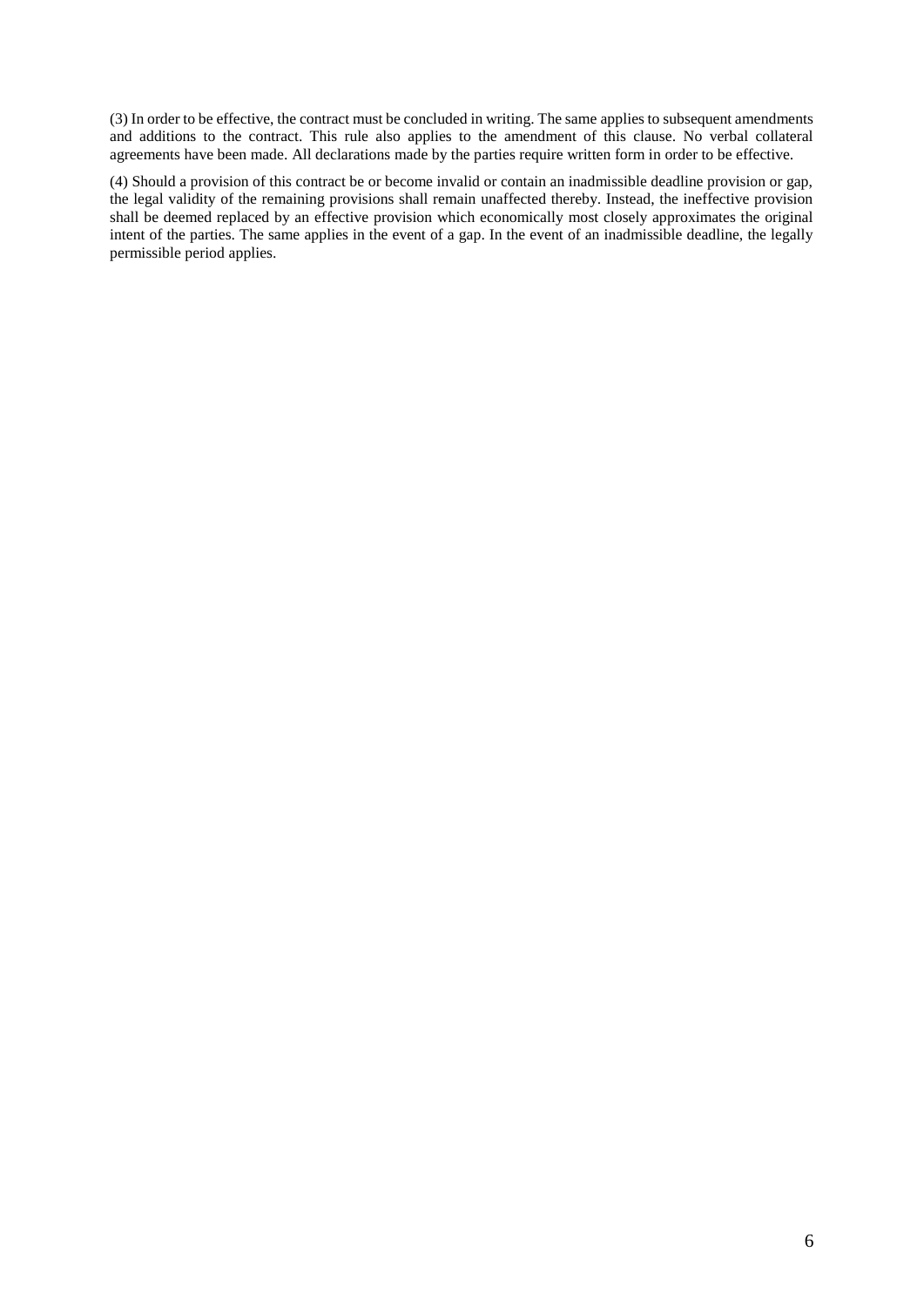(3) In order to be effective, the contract must be concluded in writing. The same applies to subsequent amendments and additions to the contract. This rule also applies to the amendment of this clause. No verbal collateral agreements have been made. All declarations made by the parties require written form in order to be effective.

(4) Should a provision of this contract be or become invalid or contain an inadmissible deadline provision or gap, the legal validity of the remaining provisions shall remain unaffected thereby. Instead, the ineffective provision shall be deemed replaced by an effective provision which economically most closely approximates the original intent of the parties. The same applies in the event of a gap. In the event of an inadmissible deadline, the legally permissible period applies.